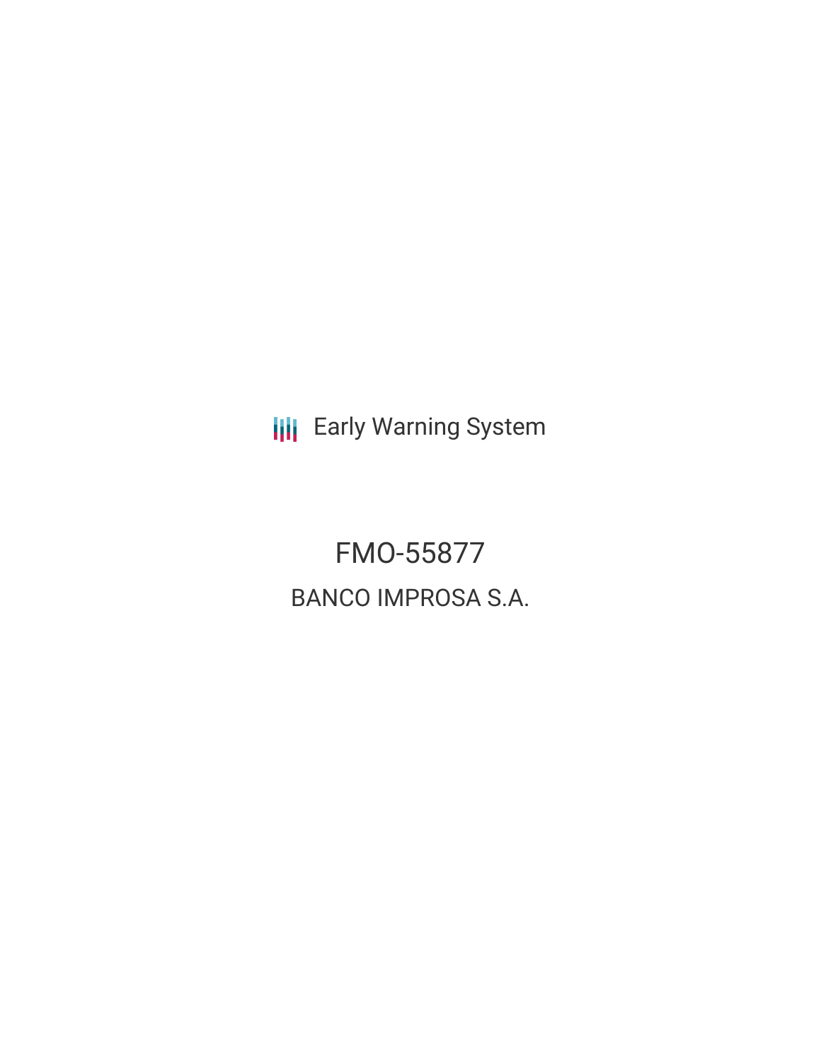Early Warning System

# FMO-55877

## BANCO IMPROSA S.A.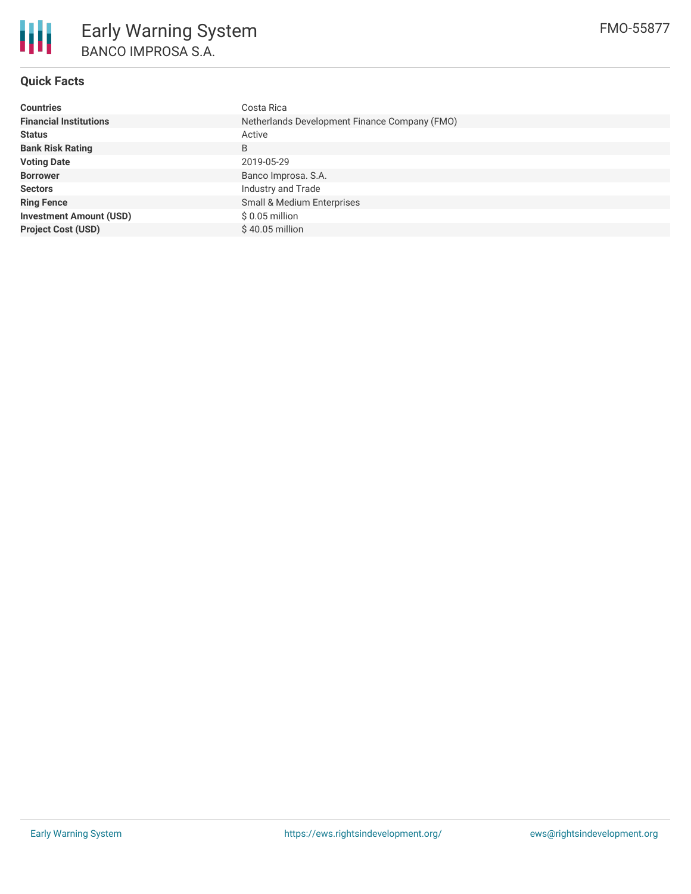# Early Warning System

## BANCO IMPROSA S.A.

FMO-55877

### Quick Facts

| | |
|---|---|
| **Countries** | Costa Rica |
| **Financial Institutions** | Netherlands Development Finance Company (FMO) |
| **Status** | Active |
| **Bank Risk Rating** | B |
| **Voting Date** | 2019-05-29 |
| **Borrower** | Banco Improsa. S.A. |
| **Sectors** | Industry and Trade |
| **Ring Fence** | Small & Medium Enterprises |
| **Investment Amount (USD)** | $ 0.05 million |
| **Project Cost (USD)** | $ 40.05 million |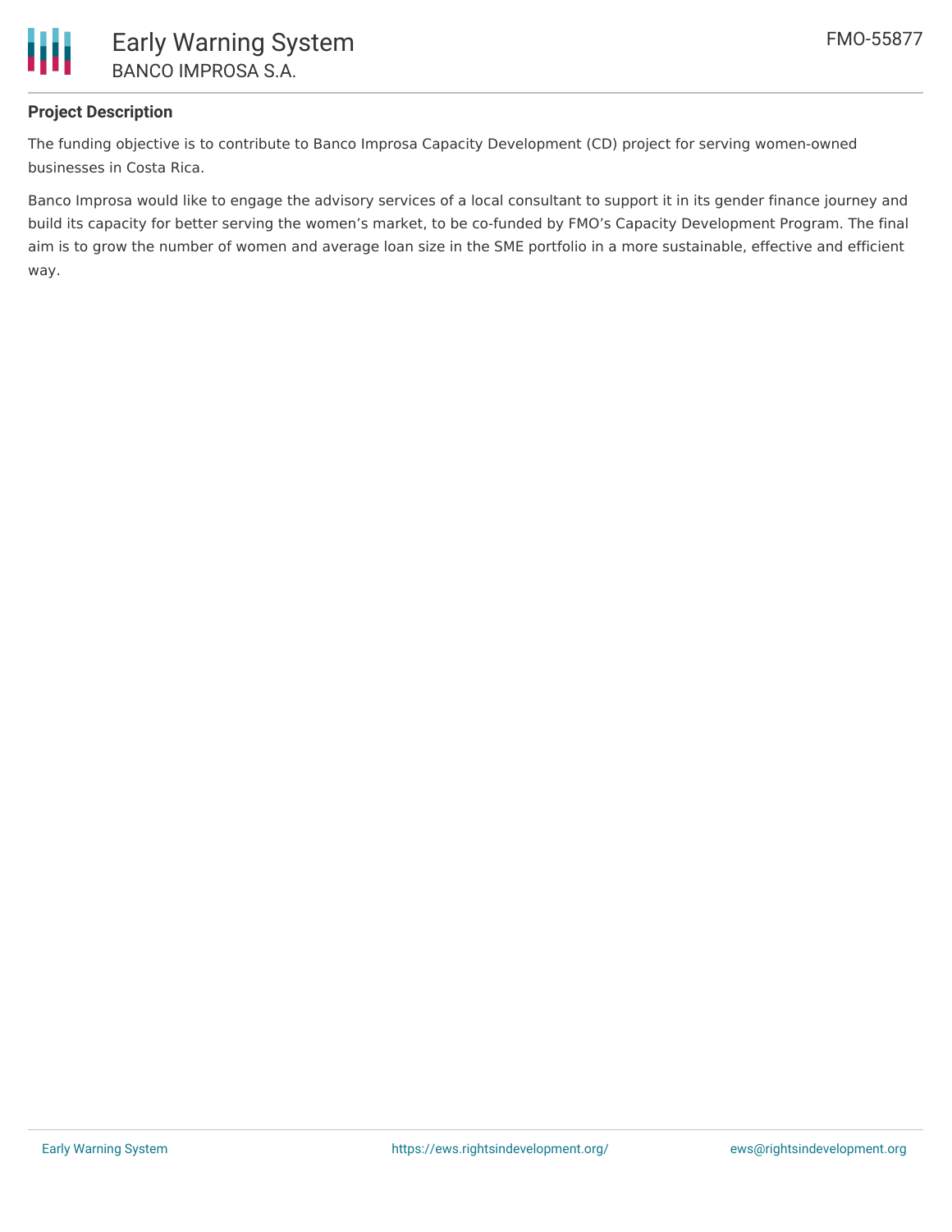**Project Description**

The funding objective is to contribute to Banco Improsa Capacity Development (CD) project for serving women-owned businesses in Costa Rica.

Banco Improsa would like to engage the advisory services of a local consultant to support it in its gender finance journey and build its capacity for better serving the women's market, to be co-funded by FMO's Capacity Development Program. The final aim is to grow the number of women and average loan size in the SME portfolio in a more sustainable, effective and efficient way.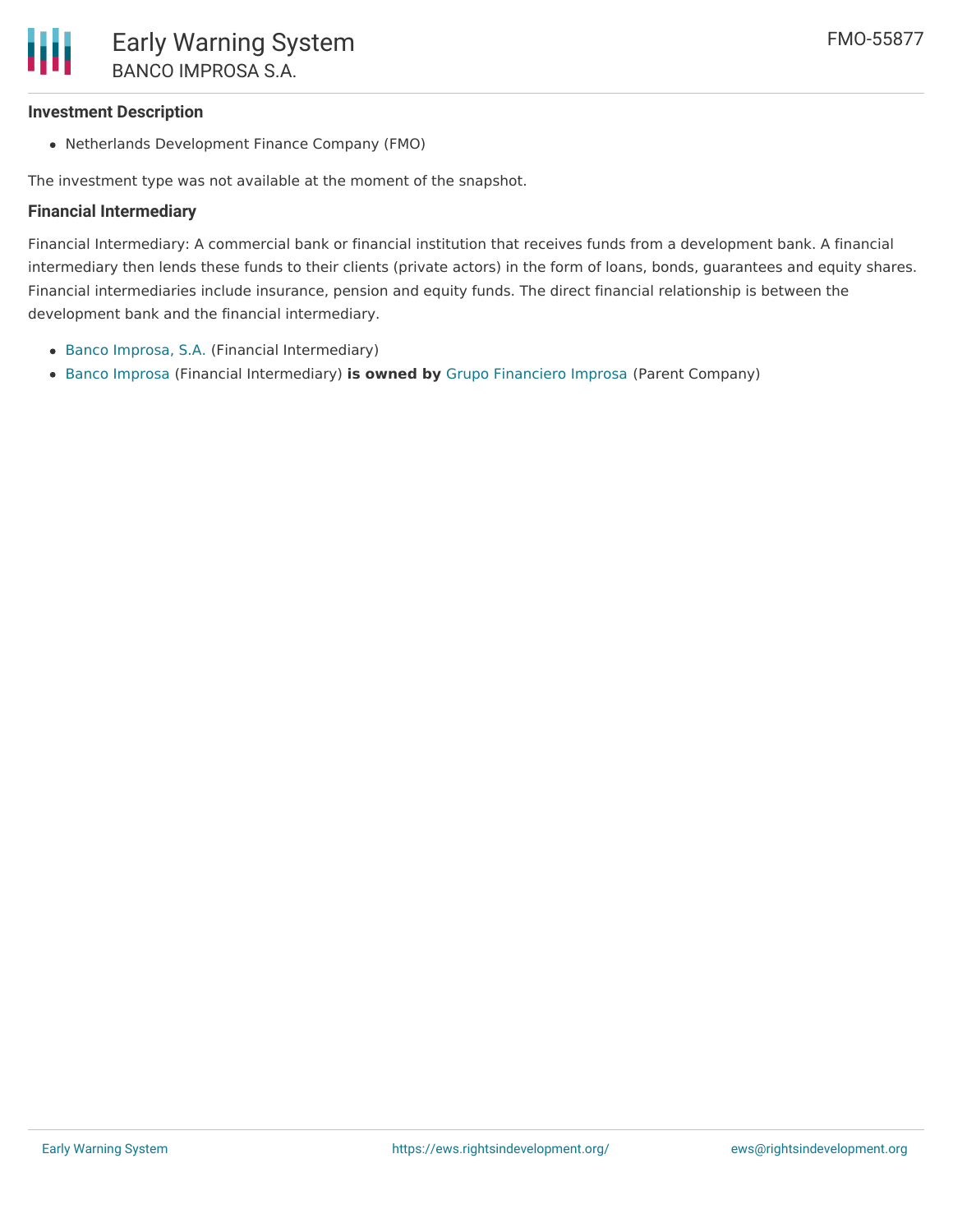### Investment Description

- Netherlands Development Finance Company (FMO)

The investment type was not available at the moment of the snapshot.

### Financial Intermediary

Financial Intermediary: A commercial bank or financial institution that receives funds from a development bank. A financial intermediary then lends these funds to their clients (private actors) in the form of loans, bonds, guarantees and equity shares. Financial intermediaries include insurance, pension and equity funds. The direct financial relationship is between the development bank and the financial intermediary.

- Banco Improsa, S.A. (Financial Intermediary)
- Banco Improsa (Financial Intermediary) **is owned by** Grupo Financiero Improsa (Parent Company)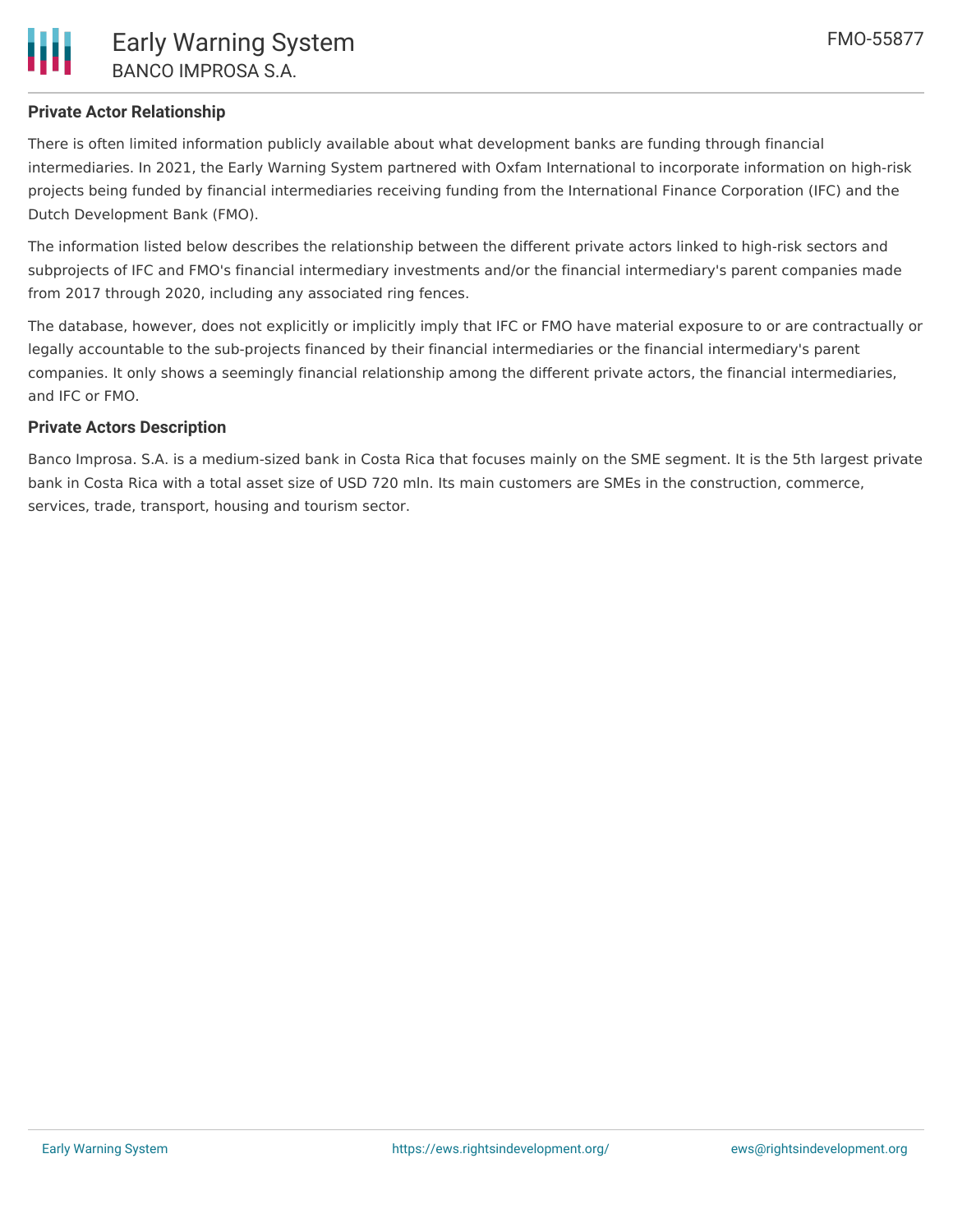## Private Actor Relationship

There is often limited information publicly available about what development banks are funding through financial intermediaries. In 2021, the Early Warning System partnered with Oxfam International to incorporate information on high-risk projects being funded by financial intermediaries receiving funding from the International Finance Corporation (IFC) and the Dutch Development Bank (FMO).

The information listed below describes the relationship between the different private actors linked to high-risk sectors and subprojects of IFC and FMO's financial intermediary investments and/or the financial intermediary's parent companies made from 2017 through 2020, including any associated ring fences.

The database, however, does not explicitly or implicitly imply that IFC or FMO have material exposure to or are contractually or legally accountable to the sub-projects financed by their financial intermediaries or the financial intermediary's parent companies. It only shows a seemingly financial relationship among the different private actors, the financial intermediaries, and IFC or FMO.

## Private Actors Description

Banco Improsa. S.A. is a medium-sized bank in Costa Rica that focuses mainly on the SME segment. It is the 5th largest private bank in Costa Rica with a total asset size of USD 720 mln. Its main customers are SMEs in the construction, commerce, services, trade, transport, housing and tourism sector.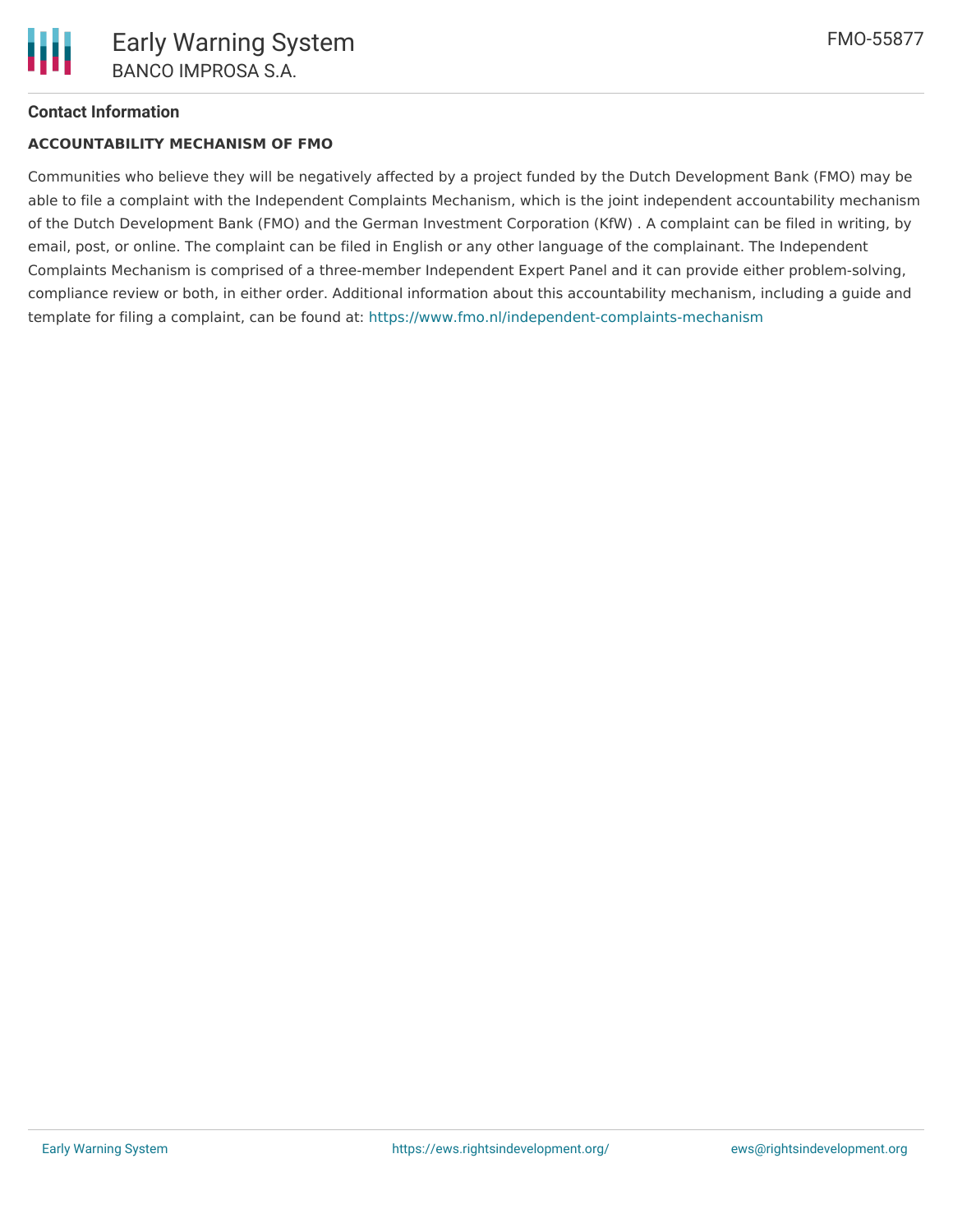**Contact Information**

**ACCOUNTABILITY MECHANISM OF FMO**

Communities who believe they will be negatively affected by a project funded by the Dutch Development Bank (FMO) may be able to file a complaint with the Independent Complaints Mechanism, which is the joint independent accountability mechanism of the Dutch Development Bank (FMO) and the German Investment Corporation (KfW) . A complaint can be filed in writing, by email, post, or online. The complaint can be filed in English or any other language of the complainant. The Independent Complaints Mechanism is comprised of a three-member Independent Expert Panel and it can provide either problem-solving, compliance review or both, in either order. Additional information about this accountability mechanism, including a guide and template for filing a complaint, can be found at: https://www.fmo.nl/independent-complaints-mechanism